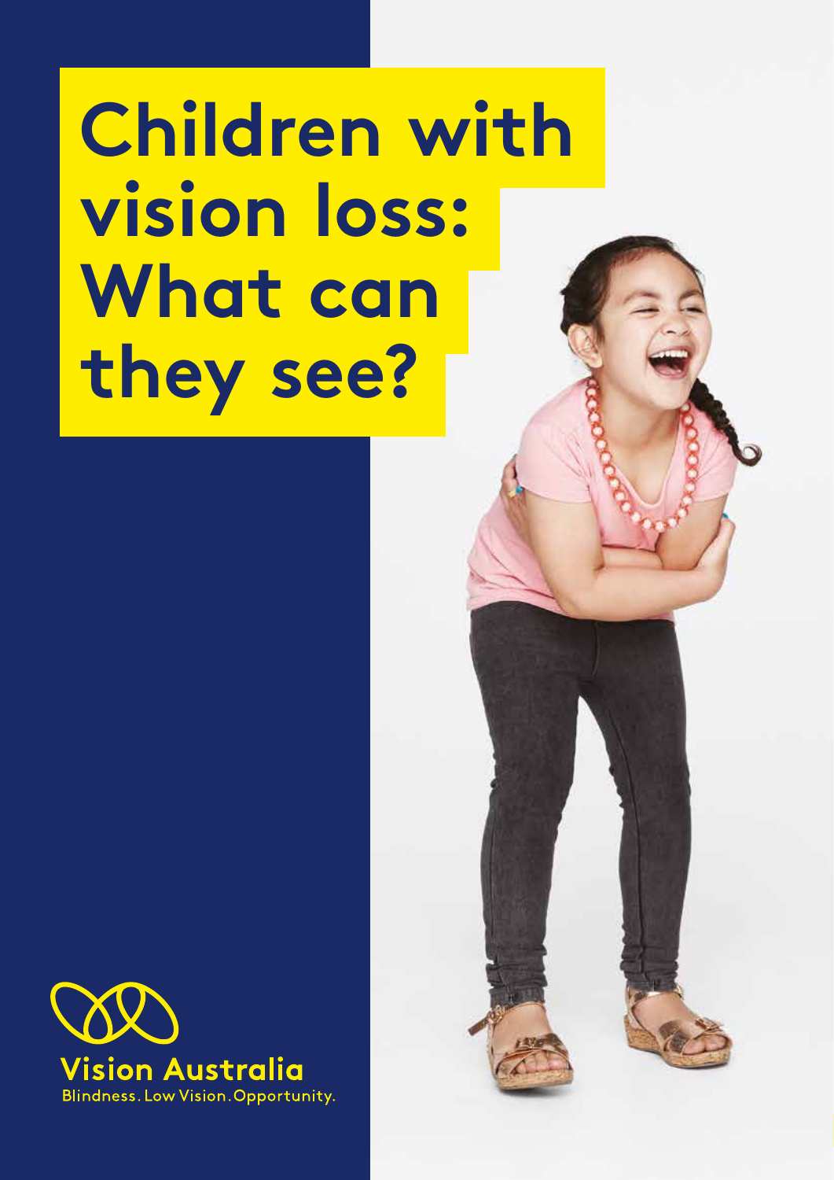# Children with vision loss: What can they see?

Vision Australia

Blindness. Low Vision. Opportunity.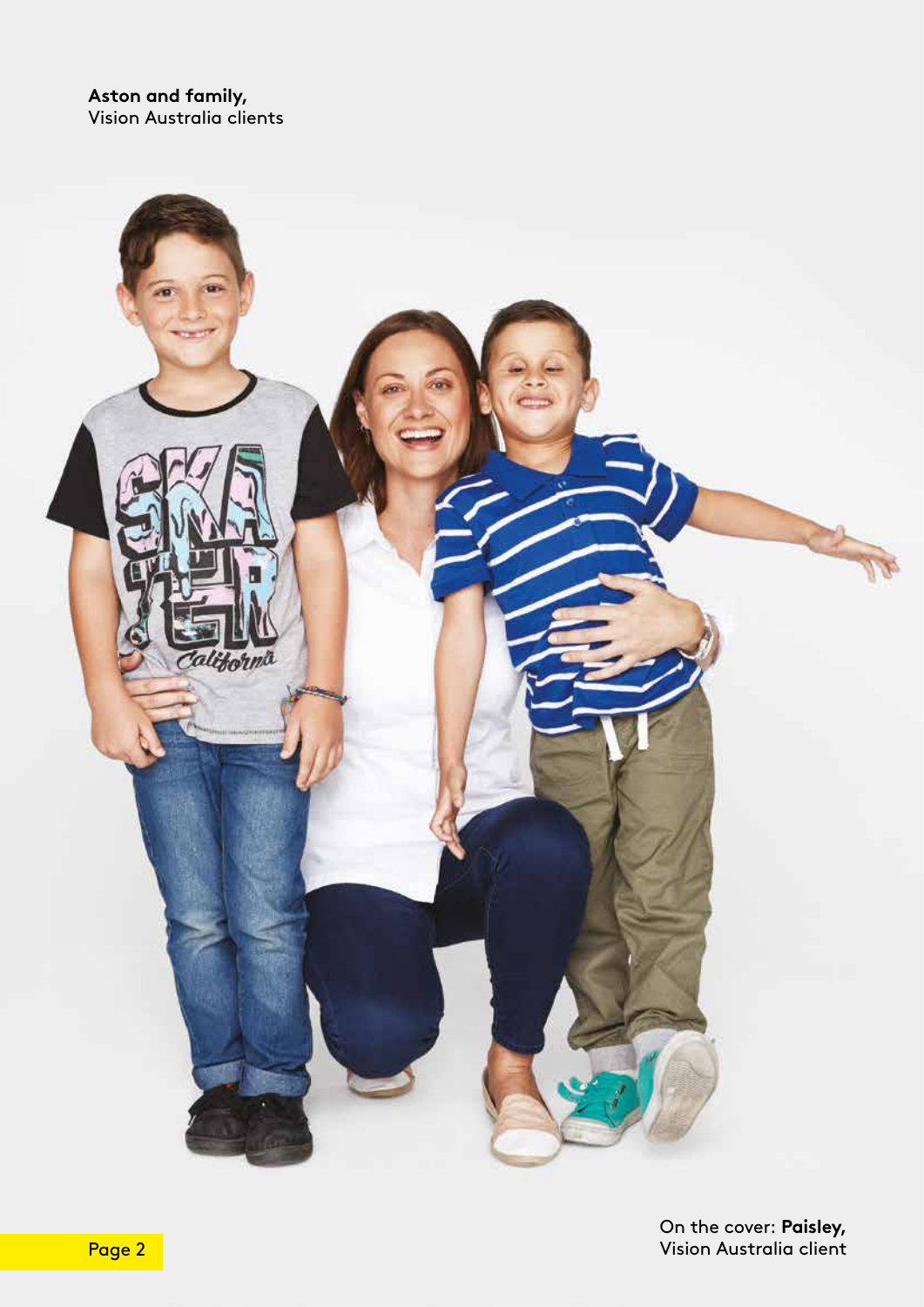**Aston and family,**
Vision Australia clients

On the cover: **Paisley,**
Vision Australia client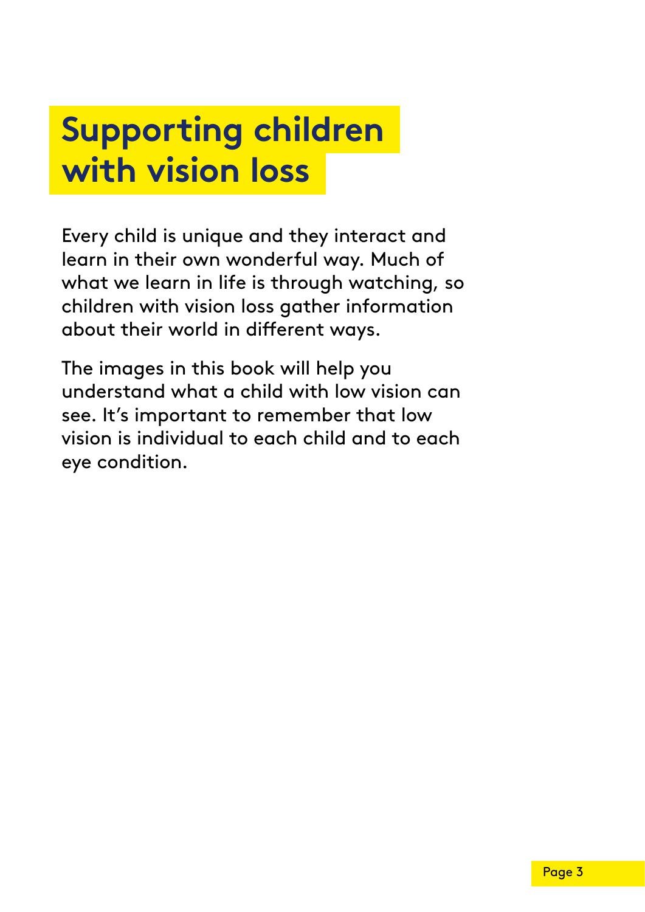# Supporting children with vision loss

Every child is unique and they interact and learn in their own wonderful way. Much of what we learn in life is through watching, so children with vision loss gather information about their world in different ways.

The images in this book will help you understand what a child with low vision can see. It's important to remember that low vision is individual to each child and to each eye condition.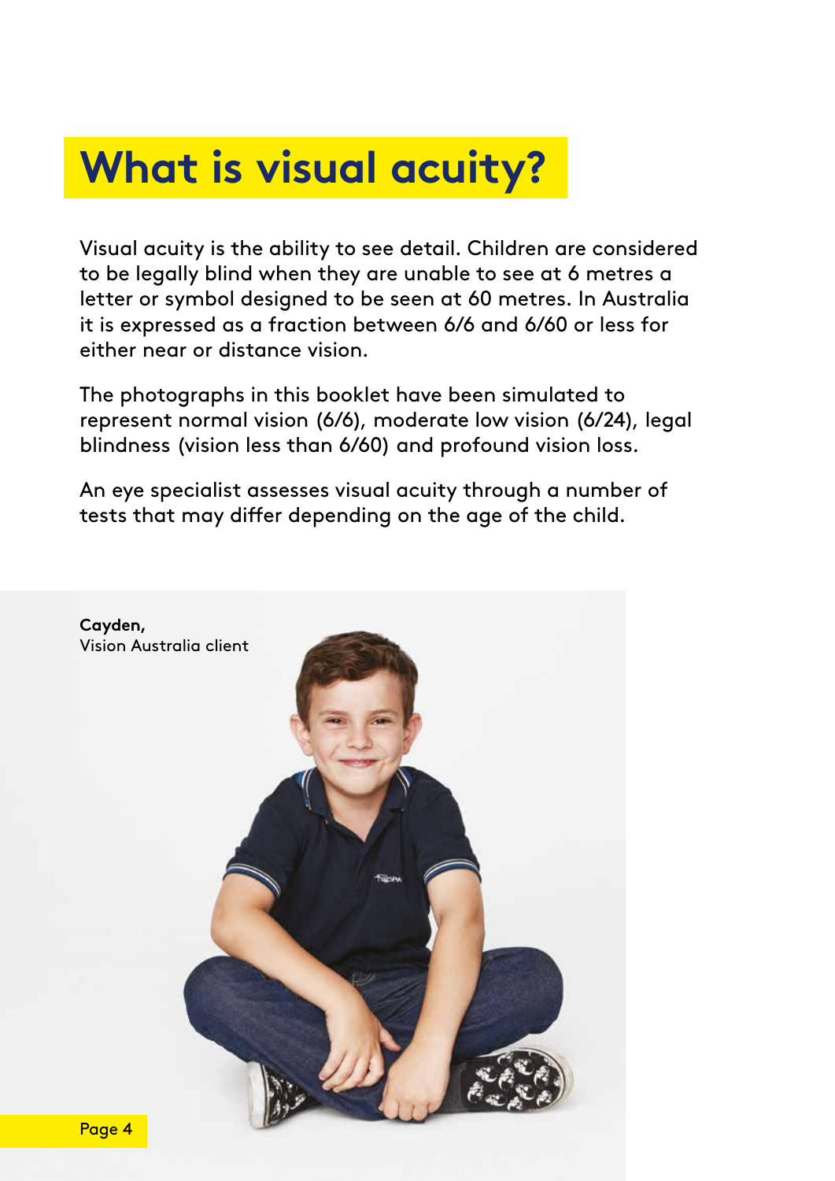# What is visual acuity?

Visual acuity is the ability to see detail. Children are considered to be legally blind when they are unable to see at 6 metres a letter or symbol designed to be seen at 60 metres. In Australia it is expressed as a fraction between 6/6 and 6/60 or less for either near or distance vision.

The photographs in this booklet have been simulated to represent normal vision (6/6), moderate low vision (6/24), legal blindness (vision less than 6/60) and profound vision loss.

An eye specialist assesses visual acuity through a number of tests that may differ depending on the age of the child.

**Cayden,**
Vision Australia client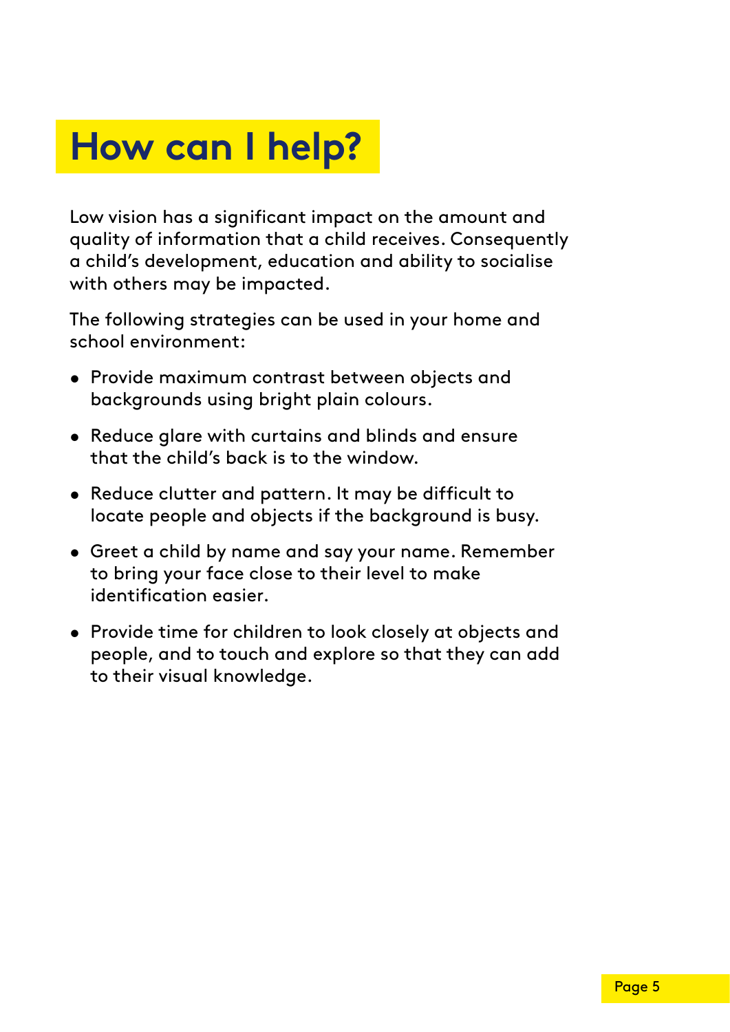# How can I help?

Low vision has a significant impact on the amount and quality of information that a child receives. Consequently a child's development, education and ability to socialise with others may be impacted.

The following strategies can be used in your home and school environment:

- Provide maximum contrast between objects and backgrounds using bright plain colours.
- Reduce glare with curtains and blinds and ensure that the child's back is to the window.
- Reduce clutter and pattern. It may be difficult to locate people and objects if the background is busy.
- Greet a child by name and say your name. Remember to bring your face close to their level to make identification easier.
- Provide time for children to look closely at objects and people, and to touch and explore so that they can add to their visual knowledge.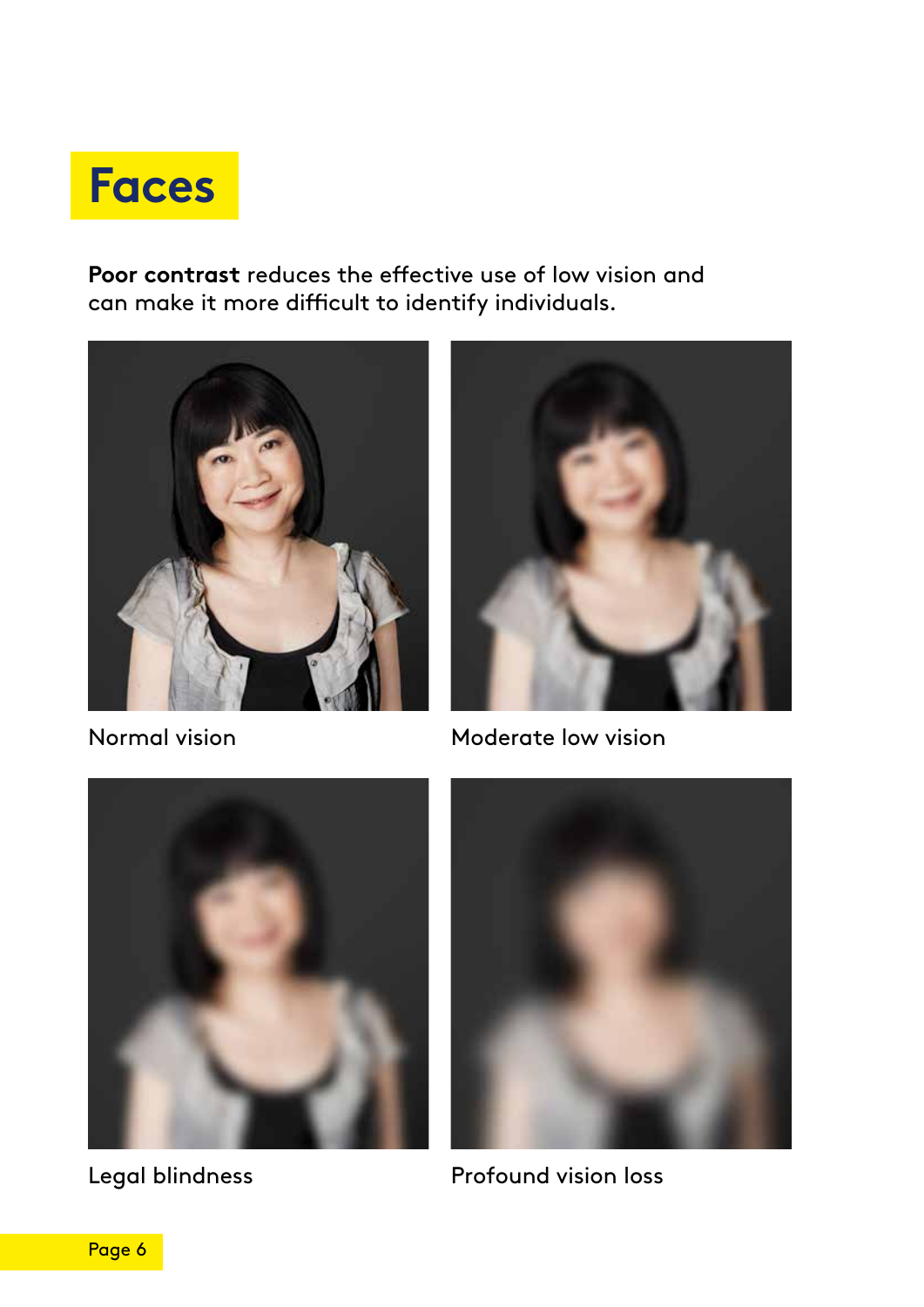# Faces

**Poor contrast** reduces the effective use of low vision and can make it more difficult to identify individuals.

Normal vision

Moderate low vision

Legal blindness

Profound vision loss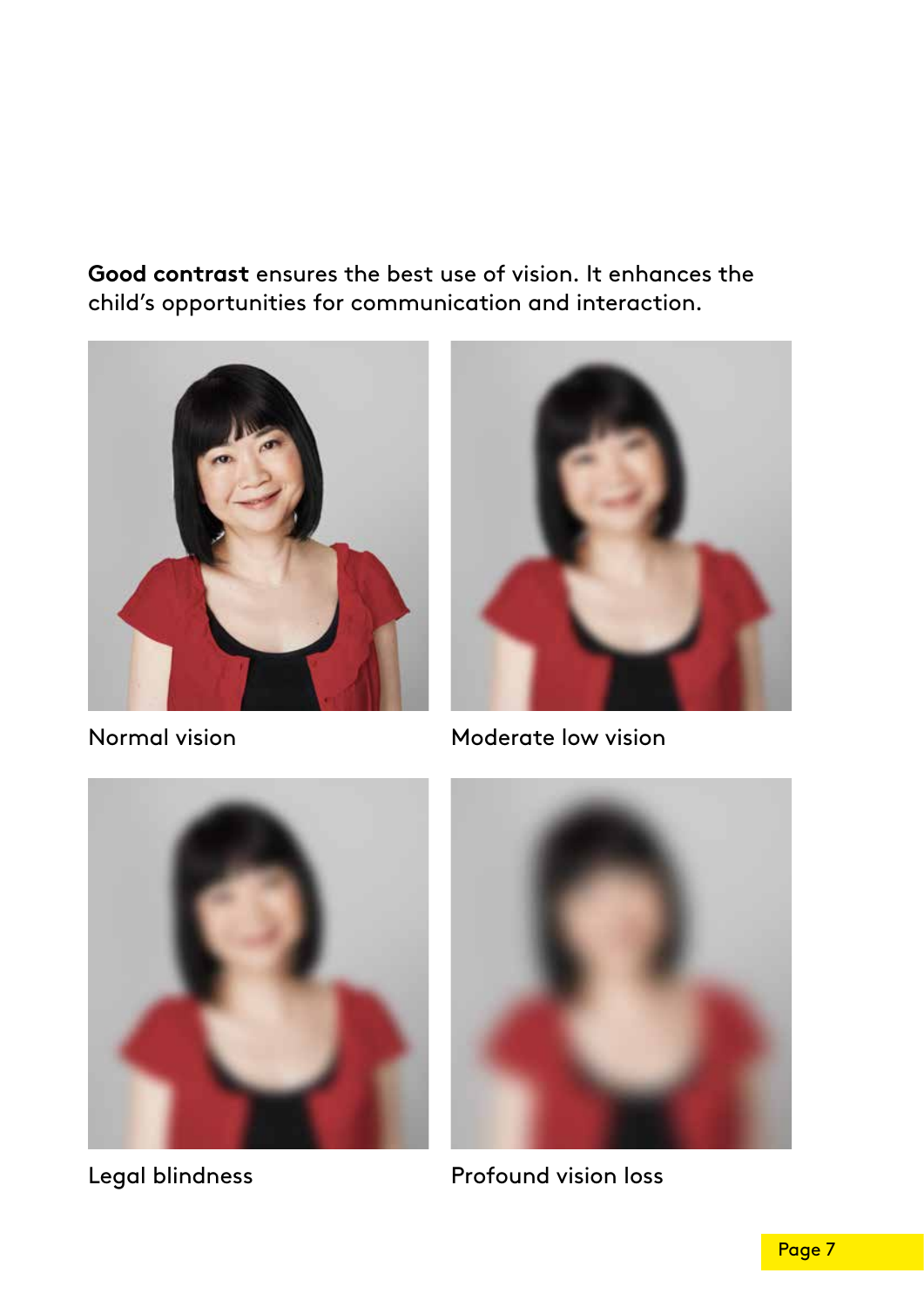**Good contrast** ensures the best use of vision. It enhances the child's opportunities for communication and interaction.

Normal vision

Moderate low vision

Legal blindness

Profound vision loss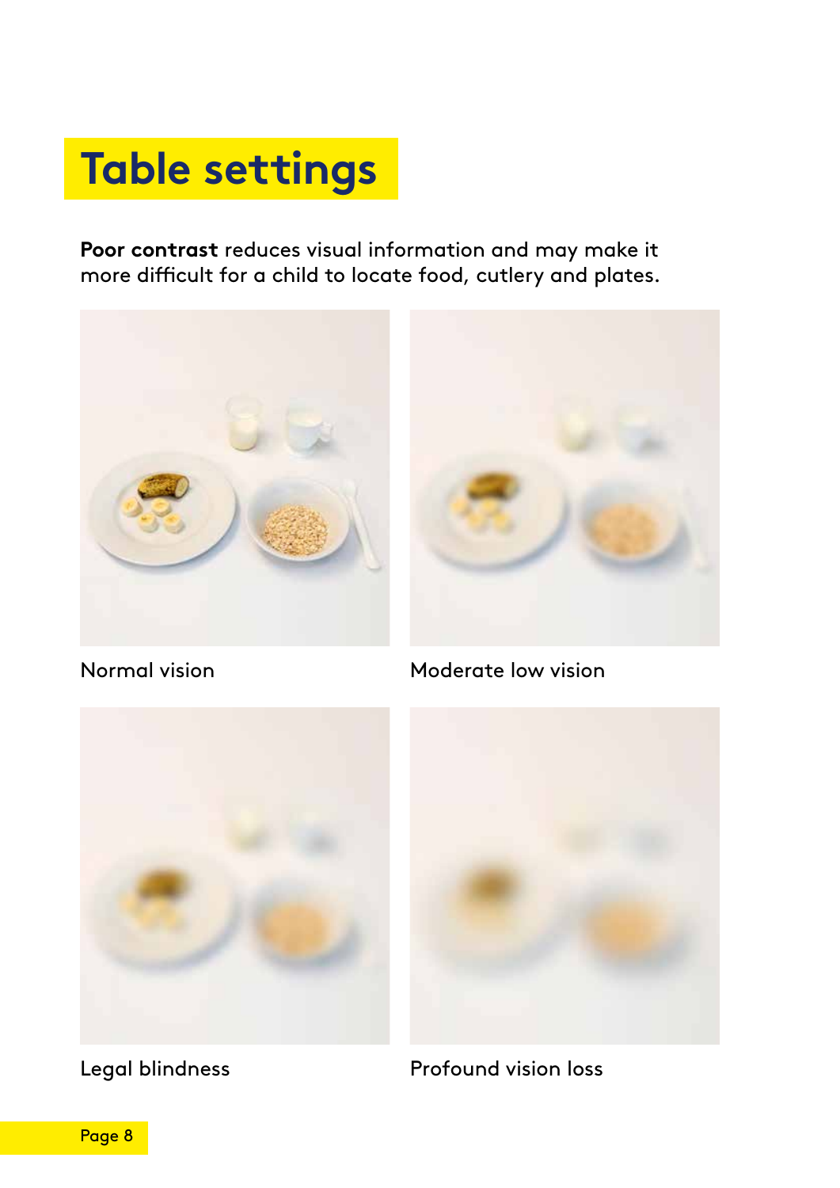# Table settings

**Poor contrast** reduces visual information and may make it more difficult for a child to locate food, cutlery and plates.

Normal vision

Moderate low vision

Legal blindness

Profound vision loss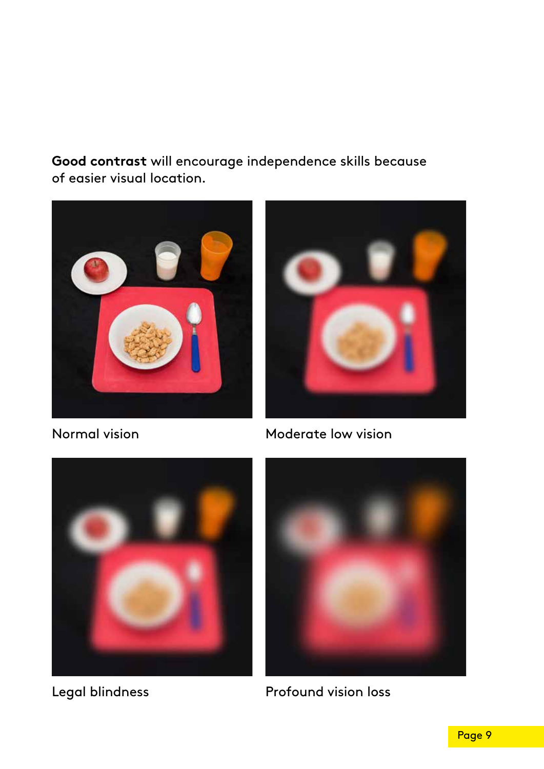**Good contrast** will encourage independence skills because of easier visual location.

Normal vision

Moderate low vision

Legal blindness

Profound vision loss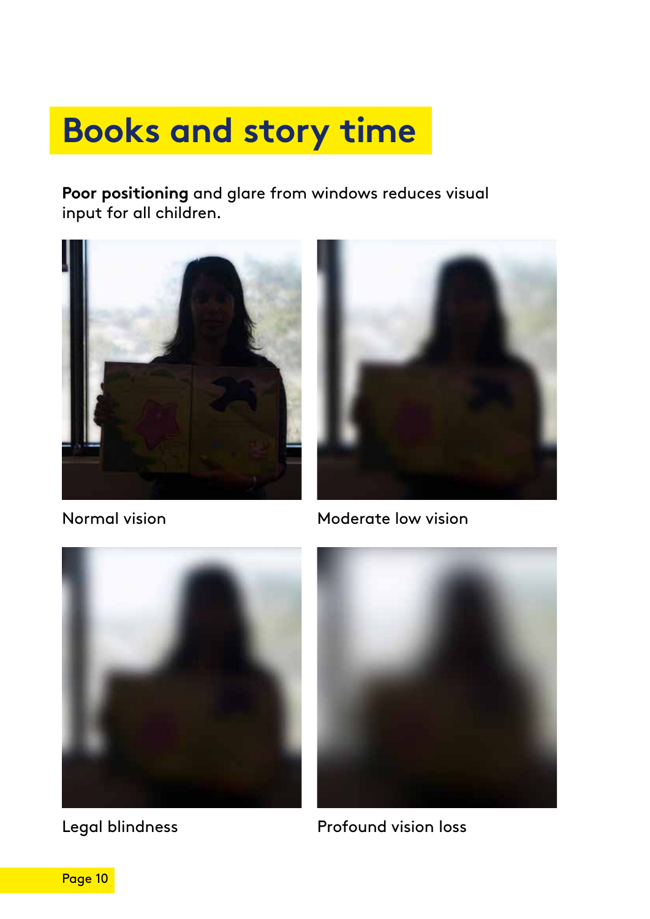# Books and story time

**Poor positioning** and glare from windows reduces visual input for all children.

Normal vision

Moderate low vision

Legal blindness

Profound vision loss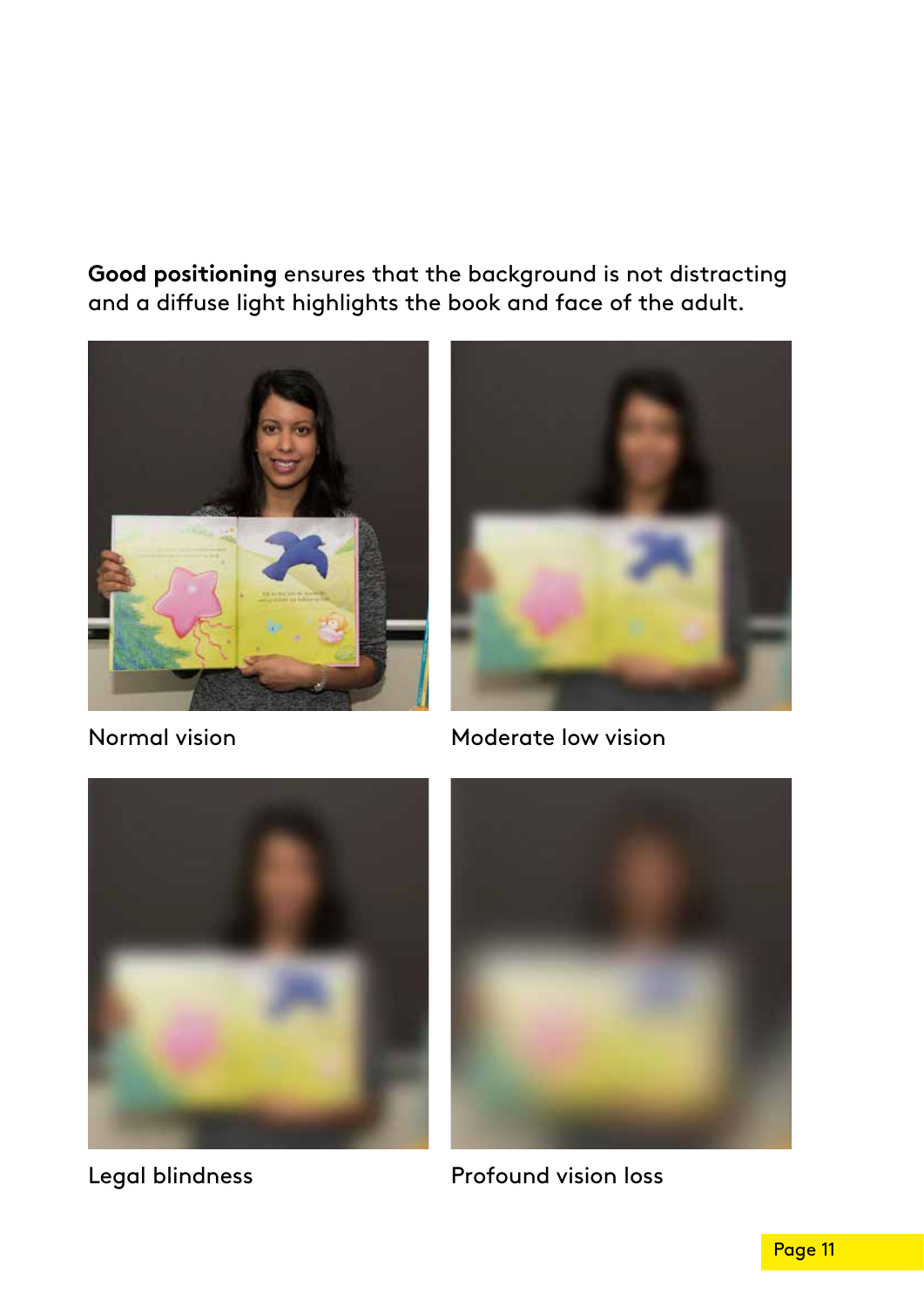**Good positioning** ensures that the background is not distracting and a diffuse light highlights the book and face of the adult.

Normal vision

Moderate low vision

Legal blindness

Profound vision loss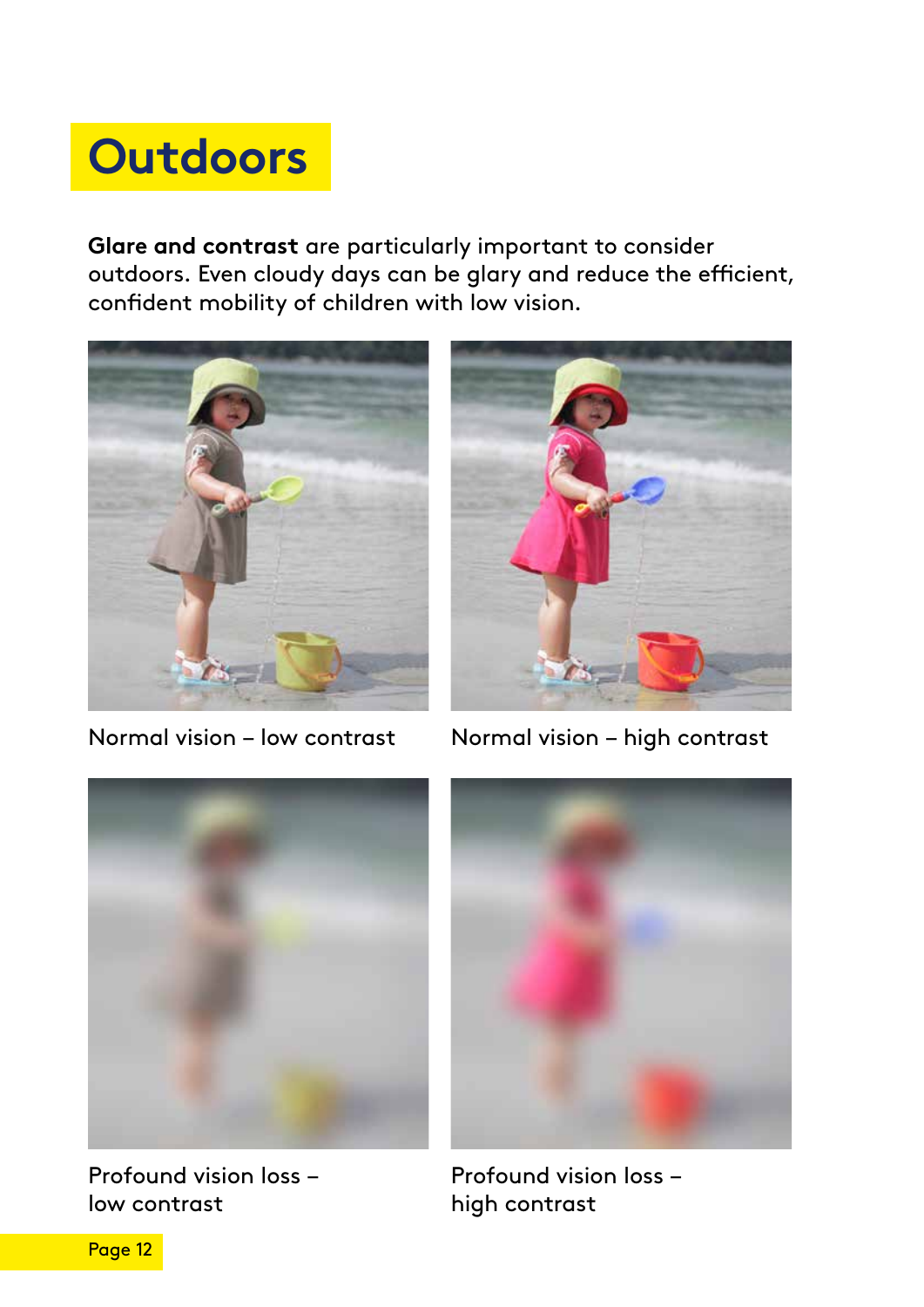# Outdoors

**Glare and contrast** are particularly important to consider outdoors. Even cloudy days can be glary and reduce the efficient, confident mobility of children with low vision.

Normal vision – low contrast

Normal vision – high contrast

Profound vision loss – low contrast

Profound vision loss – high contrast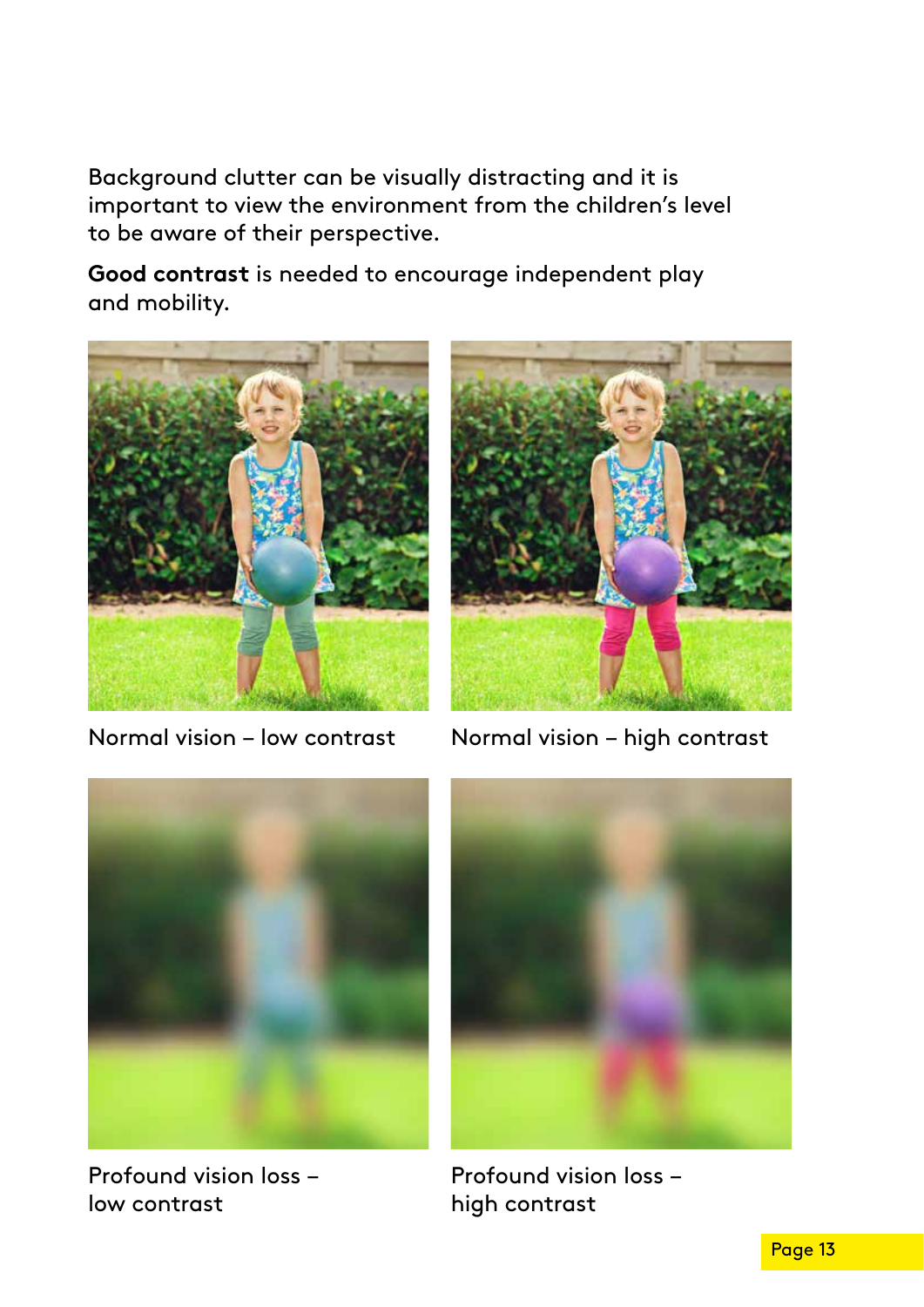Background clutter can be visually distracting and it is important to view the environment from the children's level to be aware of their perspective.

**Good contrast** is needed to encourage independent play and mobility.

Normal vision – low contrast

Normal vision – high contrast

Profound vision loss – low contrast

Profound vision loss – high contrast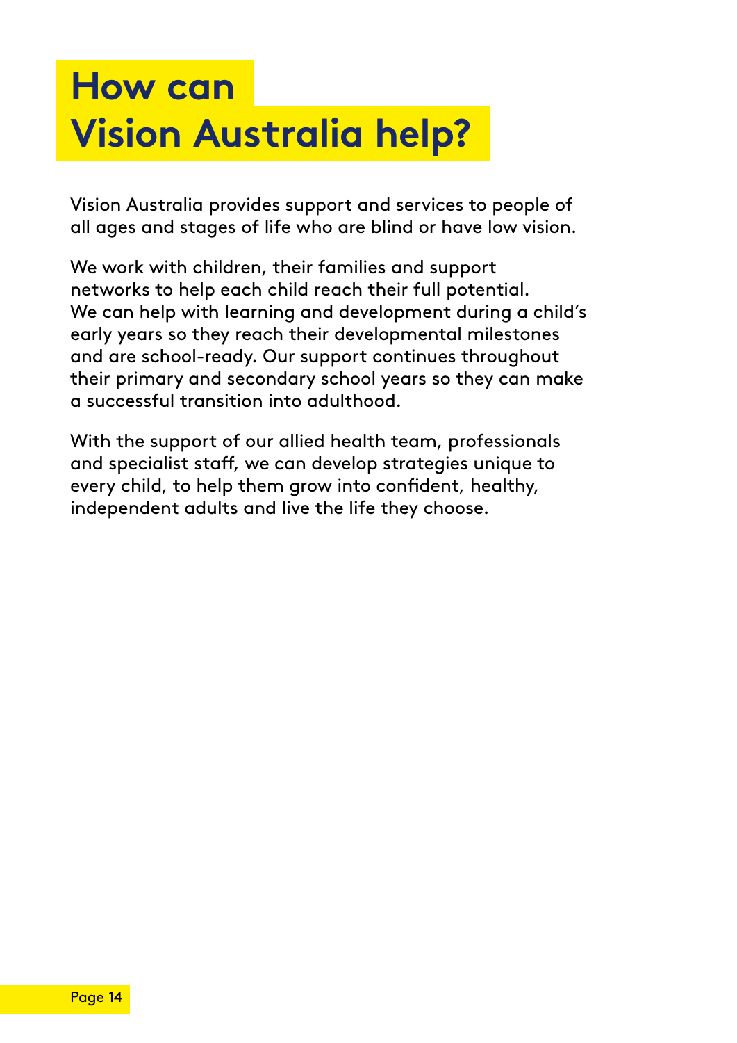# How can Vision Australia help?

Vision Australia provides support and services to people of all ages and stages of life who are blind or have low vision.

We work with children, their families and support networks to help each child reach their full potential. We can help with learning and development during a child's early years so they reach their developmental milestones and are school-ready. Our support continues throughout their primary and secondary school years so they can make a successful transition into adulthood.

With the support of our allied health team, professionals and specialist staff, we can develop strategies unique to every child, to help them grow into confident, healthy, independent adults and live the life they choose.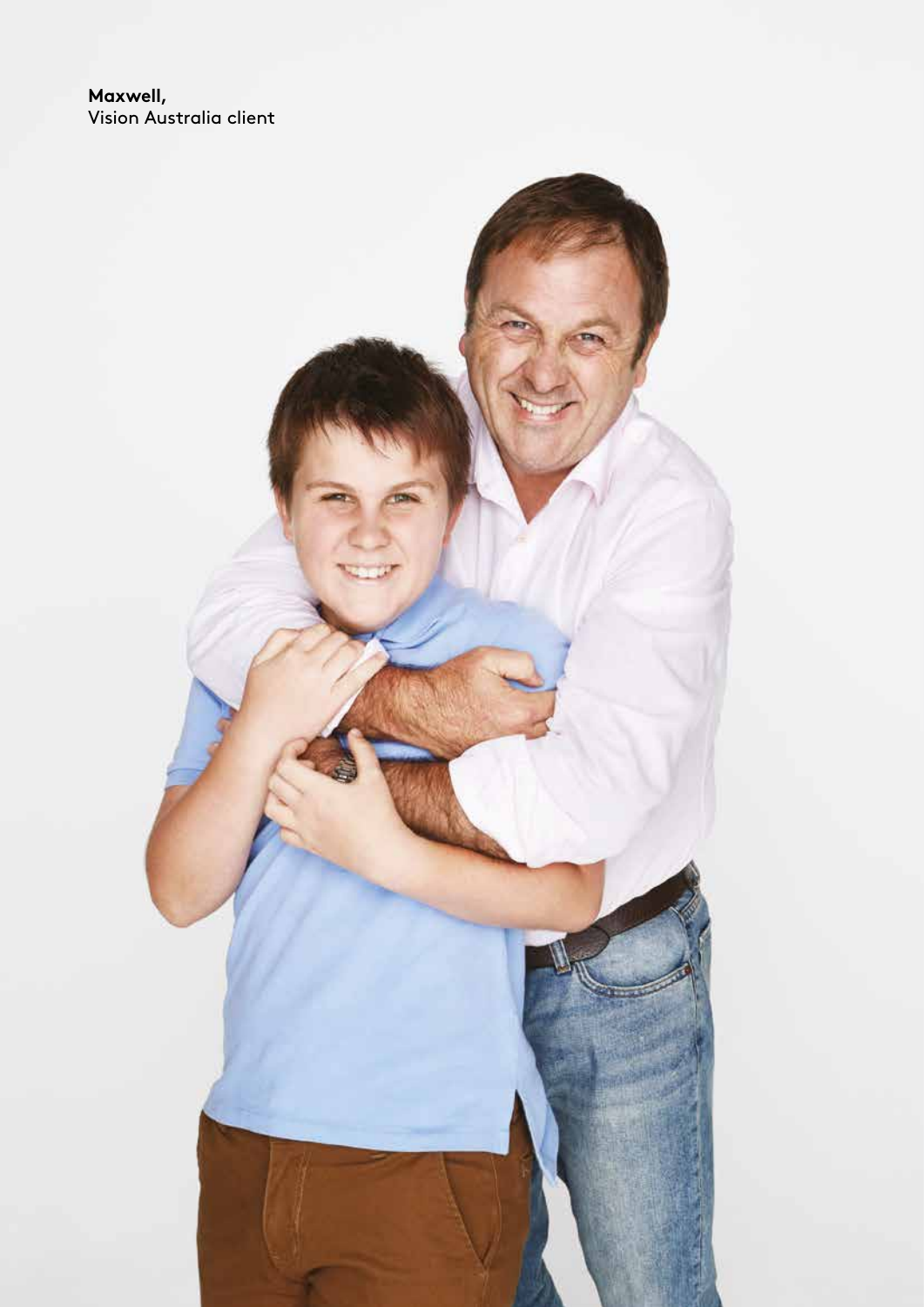**Maxwell,**
Vision Australia client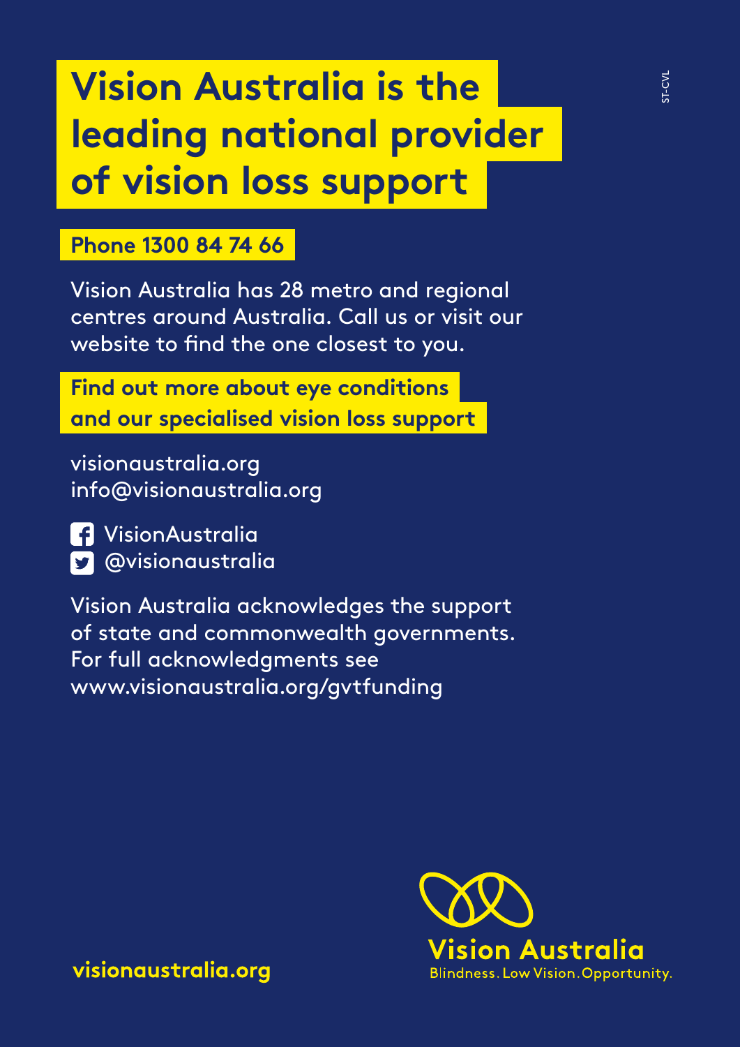# Vision Australia is the leading national provider of vision loss support

**Phone 1300 84 74 66**

Vision Australia has 28 metro and regional centres around Australia. Call us or visit our website to find the one closest to you.

**Find out more about eye conditions and our specialised vision loss support**

visionaustralia.org
info@visionaustralia.org

VisionAustralia
@visionaustralia

Vision Australia acknowledges the support of state and commonwealth governments. For full acknowledgments see www.visionaustralia.org/gvtfunding

**visionaustralia.org**

Vision Australia
Blindness. Low Vision. Opportunity.

ST-CVL